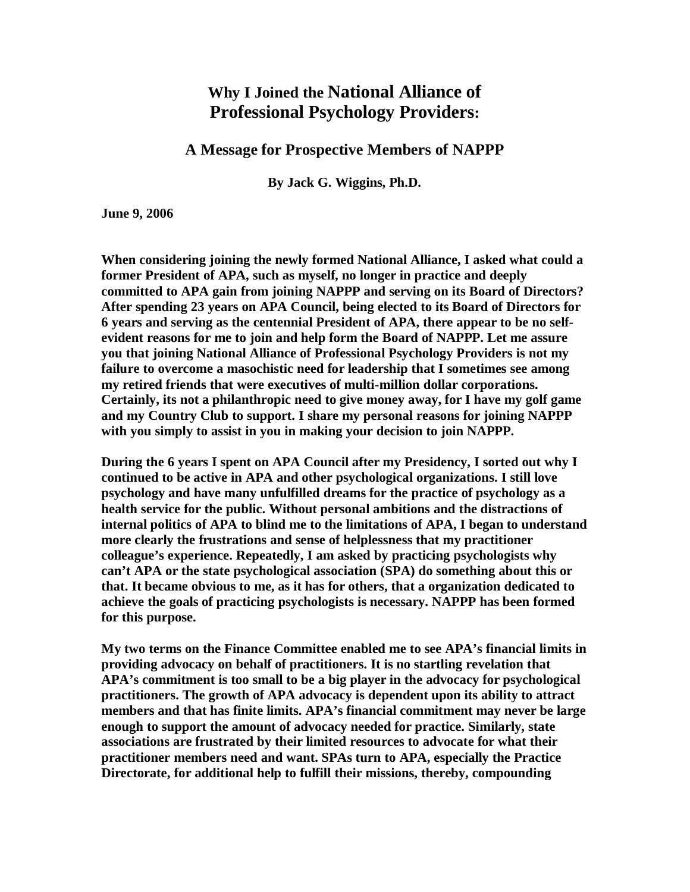# Why I Joined the National Alliance of Professional Psychology Providers:

## A Message for Prospective Members of NAPPP

**By Jack G. Wiggins, Ph.D.**

**June 9, 2006**

**When considering joining the newly formed National Alliance, I asked what could a former President of APA, such as myself, no longer in practice and deeply committed to APA gain from joining NAPPP and serving on its Board of Directors? After spending 23 years on APA Council, being elected to its Board of Directors for 6 years and serving as the centennial President of APA, there appear to be no self-evident reasons for me to join and help form the Board of NAPPP. Let me assure you that joining National Alliance of Professional Psychology Providers is not my failure to overcome a masochistic need for leadership that I sometimes see among my retired friends that were executives of multi-million dollar corporations. Certainly, its not a philanthropic need to give money away, for I have my golf game and my Country Club to support. I share my personal reasons for joining NAPPP with you simply to assist in you in making your decision to join NAPPP.**

**During the 6 years I spent on APA Council after my Presidency, I sorted out why I continued to be active in APA and other psychological organizations. I still love psychology and have many unfulfilled dreams for the practice of psychology as a health service for the public. Without personal ambitions and the distractions of internal politics of APA to blind me to the limitations of APA, I began to understand more clearly the frustrations and sense of helplessness that my practitioner colleague's experience. Repeatedly, I am asked by practicing psychologists why can't APA or the state psychological association (SPA) do something about this or that. It became obvious to me, as it has for others, that a organization dedicated to achieve the goals of practicing psychologists is necessary. NAPPP has been formed for this purpose.**

**My two terms on the Finance Committee enabled me to see APA's financial limits in providing advocacy on behalf of practitioners. It is no startling revelation that APA's commitment is too small to be a big player in the advocacy for psychological practitioners. The growth of APA advocacy is dependent upon its ability to attract members and that has finite limits. APA's financial commitment may never be large enough to support the amount of advocacy needed for practice. Similarly, state associations are frustrated by their limited resources to advocate for what their practitioner members need and want. SPAs turn to APA, especially the Practice Directorate, for additional help to fulfill their missions, thereby, compounding**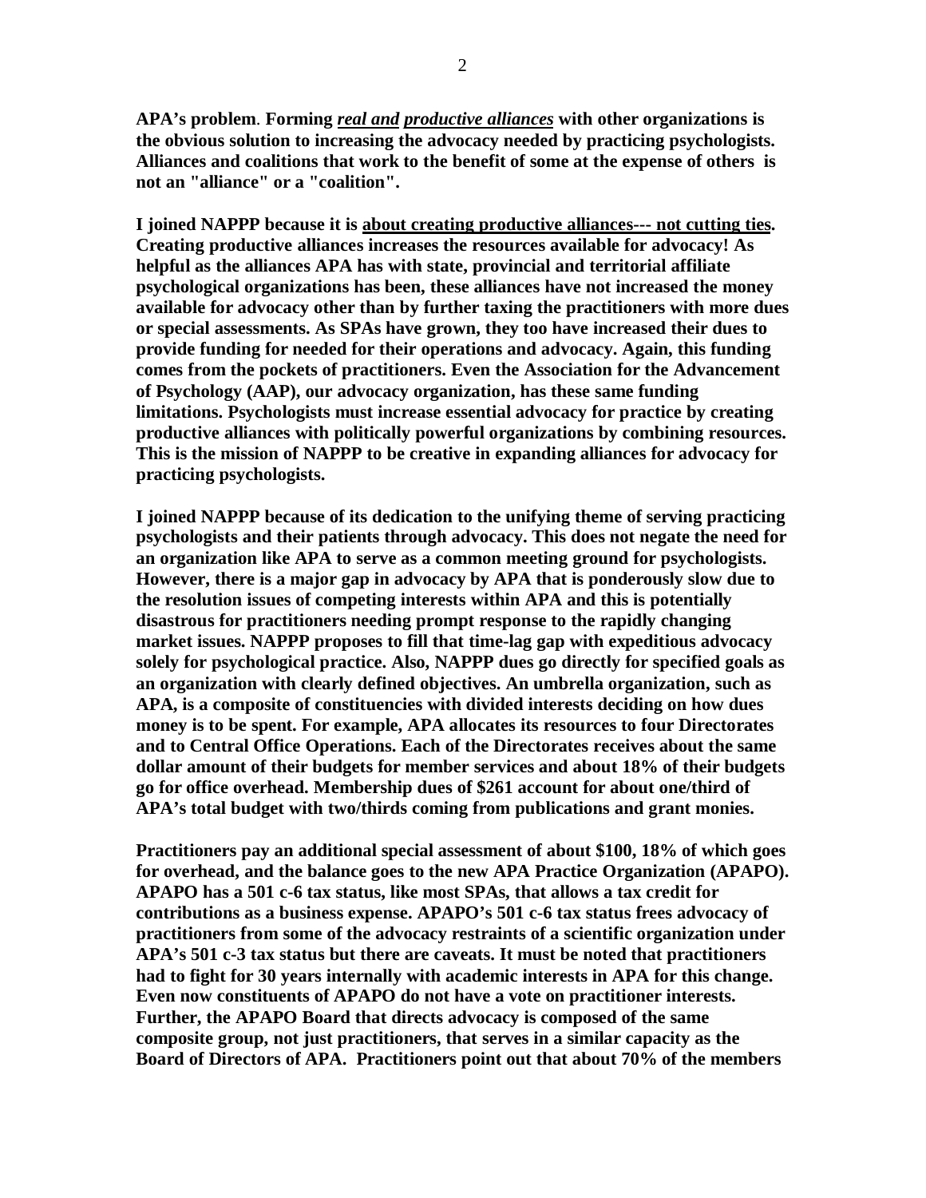**APA's problem**. **Forming *real and productive alliances* with other organizations is the obvious solution to increasing the advocacy needed by practicing psychologists. Alliances and coalitions that work to the benefit of some at the expense of others is not an "alliance" or a "coalition".**

**I joined NAPPP because it is about creating productive alliances--- not cutting ties. Creating productive alliances increases the resources available for advocacy! As helpful as the alliances APA has with state, provincial and territorial affiliate psychological organizations has been, these alliances have not increased the money available for advocacy other than by further taxing the practitioners with more dues or special assessments. As SPAs have grown, they too have increased their dues to provide funding for needed for their operations and advocacy. Again, this funding comes from the pockets of practitioners. Even the Association for the Advancement of Psychology (AAP), our advocacy organization, has these same funding limitations. Psychologists must increase essential advocacy for practice by creating productive alliances with politically powerful organizations by combining resources. This is the mission of NAPPP to be creative in expanding alliances for advocacy for practicing psychologists.**

**I joined NAPPP because of its dedication to the unifying theme of serving practicing psychologists and their patients through advocacy. This does not negate the need for an organization like APA to serve as a common meeting ground for psychologists. However, there is a major gap in advocacy by APA that is ponderously slow due to the resolution issues of competing interests within APA and this is potentially disastrous for practitioners needing prompt response to the rapidly changing market issues. NAPPP proposes to fill that time-lag gap with expeditious advocacy solely for psychological practice. Also, NAPPP dues go directly for specified goals as an organization with clearly defined objectives. An umbrella organization, such as APA, is a composite of constituencies with divided interests deciding on how dues money is to be spent. For example, APA allocates its resources to four Directorates and to Central Office Operations. Each of the Directorates receives about the same dollar amount of their budgets for member services and about 18% of their budgets go for office overhead. Membership dues of $261 account for about one/third of APA's total budget with two/thirds coming from publications and grant monies.**

**Practitioners pay an additional special assessment of about $100, 18% of which goes for overhead, and the balance goes to the new APA Practice Organization (APAPO). APAPO has a 501 c-6 tax status, like most SPAs, that allows a tax credit for contributions as a business expense. APAPO's 501 c-6 tax status frees advocacy of practitioners from some of the advocacy restraints of a scientific organization under APA's 501 c-3 tax status but there are caveats. It must be noted that practitioners had to fight for 30 years internally with academic interests in APA for this change. Even now constituents of APAPO do not have a vote on practitioner interests. Further, the APAPO Board that directs advocacy is composed of the same composite group, not just practitioners, that serves in a similar capacity as the Board of Directors of APA. Practitioners point out that about 70% of the members**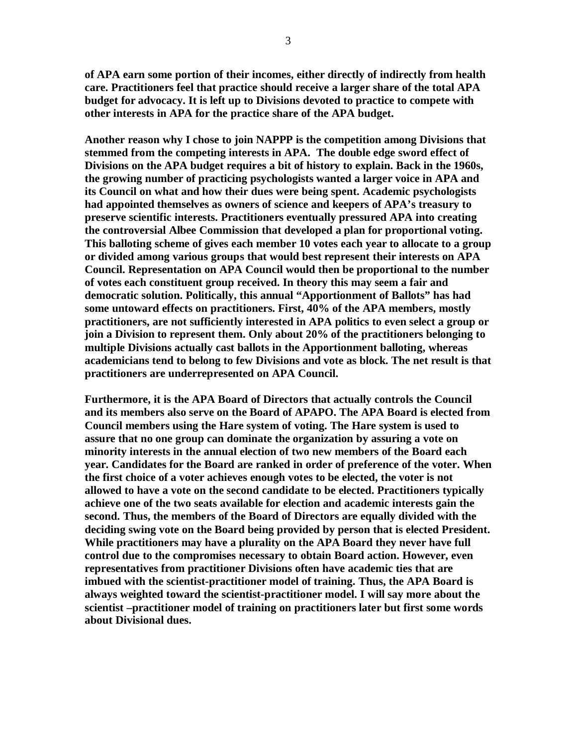**of APA earn some portion of their incomes, either directly of indirectly from health care. Practitioners feel that practice should receive a larger share of the total APA budget for advocacy. It is left up to Divisions devoted to practice to compete with other interests in APA for the practice share of the APA budget.**

**Another reason why I chose to join NAPPP is the competition among Divisions that stemmed from the competing interests in APA. The double edge sword effect of Divisions on the APA budget requires a bit of history to explain. Back in the 1960s, the growing number of practicing psychologists wanted a larger voice in APA and its Council on what and how their dues were being spent. Academic psychologists had appointed themselves as owners of science and keepers of APA's treasury to preserve scientific interests. Practitioners eventually pressured APA into creating the controversial Albee Commission that developed a plan for proportional voting. This balloting scheme of gives each member 10 votes each year to allocate to a group or divided among various groups that would best represent their interests on APA Council. Representation on APA Council would then be proportional to the number of votes each constituent group received. In theory this may seem a fair and democratic solution. Politically, this annual "Apportionment of Ballots" has had some untoward effects on practitioners. First, 40% of the APA members, mostly practitioners, are not sufficiently interested in APA politics to even select a group or join a Division to represent them. Only about 20% of the practitioners belonging to multiple Divisions actually cast ballots in the Apportionment balloting, whereas academicians tend to belong to few Divisions and vote as block. The net result is that practitioners are underrepresented on APA Council.**

**Furthermore, it is the APA Board of Directors that actually controls the Council and its members also serve on the Board of APAPO. The APA Board is elected from Council members using the Hare system of voting. The Hare system is used to assure that no one group can dominate the organization by assuring a vote on minority interests in the annual election of two new members of the Board each year. Candidates for the Board are ranked in order of preference of the voter. When the first choice of a voter achieves enough votes to be elected, the voter is not allowed to have a vote on the second candidate to be elected. Practitioners typically achieve one of the two seats available for election and academic interests gain the second. Thus, the members of the Board of Directors are equally divided with the deciding swing vote on the Board being provided by person that is elected President. While practitioners may have a plurality on the APA Board they never have full control due to the compromises necessary to obtain Board action. However, even representatives from practitioner Divisions often have academic ties that are imbued with the scientist-practitioner model of training. Thus, the APA Board is always weighted toward the scientist-practitioner model. I will say more about the scientist –practitioner model of training on practitioners later but first some words about Divisional dues.**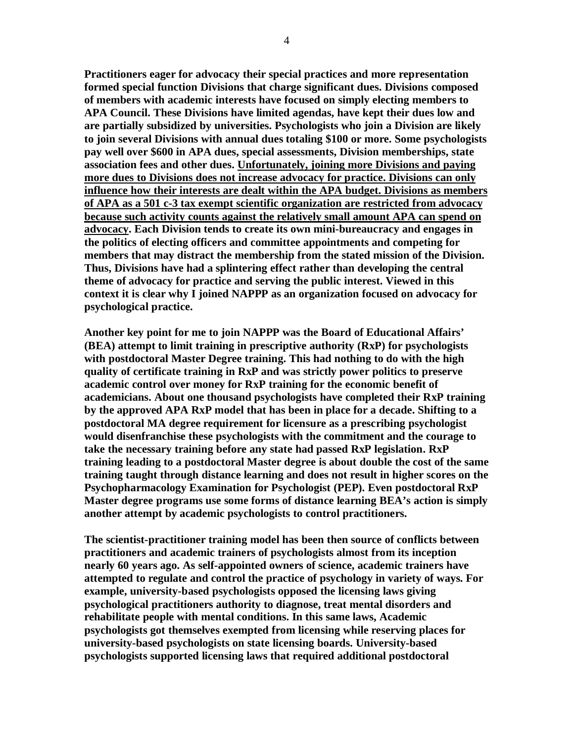**Practitioners eager for advocacy their special practices and more representation formed special function Divisions that charge significant dues. Divisions composed of members with academic interests have focused on simply electing members to APA Council. These Divisions have limited agendas, have kept their dues low and are partially subsidized by universities. Psychologists who join a Division are likely to join several Divisions with annual dues totaling $100 or more. Some psychologists pay well over $600 in APA dues, special assessments, Division memberships, state association fees and other dues. <u>Unfortunately, joining more Divisions and paying more dues to Divisions does not increase advocacy for practice. Divisions can only influence how their interests are dealt within the APA budget. Divisions as members of APA as a 501 c-3 tax exempt scientific organization are restricted from advocacy because such activity counts against the relatively small amount APA can spend on advocacy</u>. Each Division tends to create its own mini-bureaucracy and engages in the politics of electing officers and committee appointments and competing for members that may distract the membership from the stated mission of the Division. Thus, Divisions have had a splintering effect rather than developing the central theme of advocacy for practice and serving the public interest. Viewed in this context it is clear why I joined NAPPP as an organization focused on advocacy for psychological practice.**

**Another key point for me to join NAPPP was the Board of Educational Affairs' (BEA) attempt to limit training in prescriptive authority (RxP) for psychologists with postdoctoral Master Degree training. This had nothing to do with the high quality of certificate training in RxP and was strictly power politics to preserve academic control over money for RxP training for the economic benefit of academicians. About one thousand psychologists have completed their RxP training by the approved APA RxP model that has been in place for a decade. Shifting to a postdoctoral MA degree requirement for licensure as a prescribing psychologist would disenfranchise these psychologists with the commitment and the courage to take the necessary training before any state had passed RxP legislation. RxP training leading to a postdoctoral Master degree is about double the cost of the same training taught through distance learning and does not result in higher scores on the Psychopharmacology Examination for Psychologist (PEP). Even postdoctoral RxP Master degree programs use some forms of distance learning BEA's action is simply another attempt by academic psychologists to control practitioners.**

**The scientist-practitioner training model has been then source of conflicts between practitioners and academic trainers of psychologists almost from its inception nearly 60 years ago. As self-appointed owners of science, academic trainers have attempted to regulate and control the practice of psychology in variety of ways. For example, university-based psychologists opposed the licensing laws giving psychological practitioners authority to diagnose, treat mental disorders and rehabilitate people with mental conditions. In this same laws, Academic psychologists got themselves exempted from licensing while reserving places for university-based psychologists on state licensing boards. University-based psychologists supported licensing laws that required additional postdoctoral**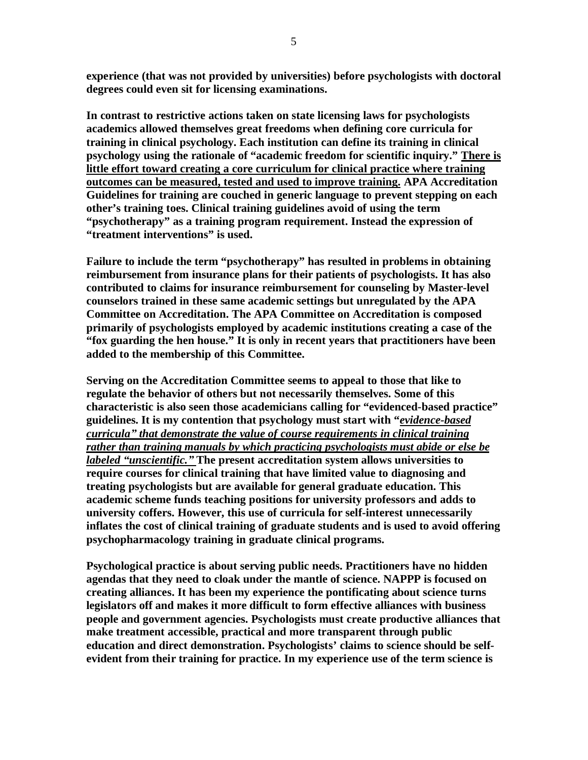**experience (that was not provided by universities) before psychologists with doctoral degrees could even sit for licensing examinations.**

**In contrast to restrictive actions taken on state licensing laws for psychologists academics allowed themselves great freedoms when defining core curricula for training in clinical psychology. Each institution can define its training in clinical psychology using the rationale of "academic freedom for scientific inquiry." <u>There is little effort toward creating a core curriculum for clinical practice where training outcomes can be measured, tested and used to improve training.</u> APA Accreditation Guidelines for training are couched in generic language to prevent stepping on each other's training toes. Clinical training guidelines avoid of using the term "psychotherapy" as a training program requirement. Instead the expression of "treatment interventions" is used.**

**Failure to include the term "psychotherapy" has resulted in problems in obtaining reimbursement from insurance plans for their patients of psychologists. It has also contributed to claims for insurance reimbursement for counseling by Master-level counselors trained in these same academic settings but unregulated by the APA Committee on Accreditation. The APA Committee on Accreditation is composed primarily of psychologists employed by academic institutions creating a case of the "fox guarding the hen house." It is only in recent years that practitioners have been added to the membership of this Committee.**

**Serving on the Accreditation Committee seems to appeal to those that like to regulate the behavior of others but not necessarily themselves. Some of this characteristic is also seen those academicians calling for "evidenced-based practice" guidelines. It is my contention that psychology must start with *<u>"evidence-based curricula" that demonstrate the value of course requirements in clinical training rather than training manuals by which practicing psychologists must abide or else be labeled "unscientific."</u>* The present accreditation system allows universities to require courses for clinical training that have limited value to diagnosing and treating psychologists but are available for general graduate education. This academic scheme funds teaching positions for university professors and adds to university coffers. However, this use of curricula for self-interest unnecessarily inflates the cost of clinical training of graduate students and is used to avoid offering psychopharmacology training in graduate clinical programs.**

**Psychological practice is about serving public needs. Practitioners have no hidden agendas that they need to cloak under the mantle of science. NAPPP is focused on creating alliances. It has been my experience the pontificating about science turns legislators off and makes it more difficult to form effective alliances with business people and government agencies. Psychologists must create productive alliances that make treatment accessible, practical and more transparent through public education and direct demonstration. Psychologists' claims to science should be self-evident from their training for practice. In my experience use of the term science is**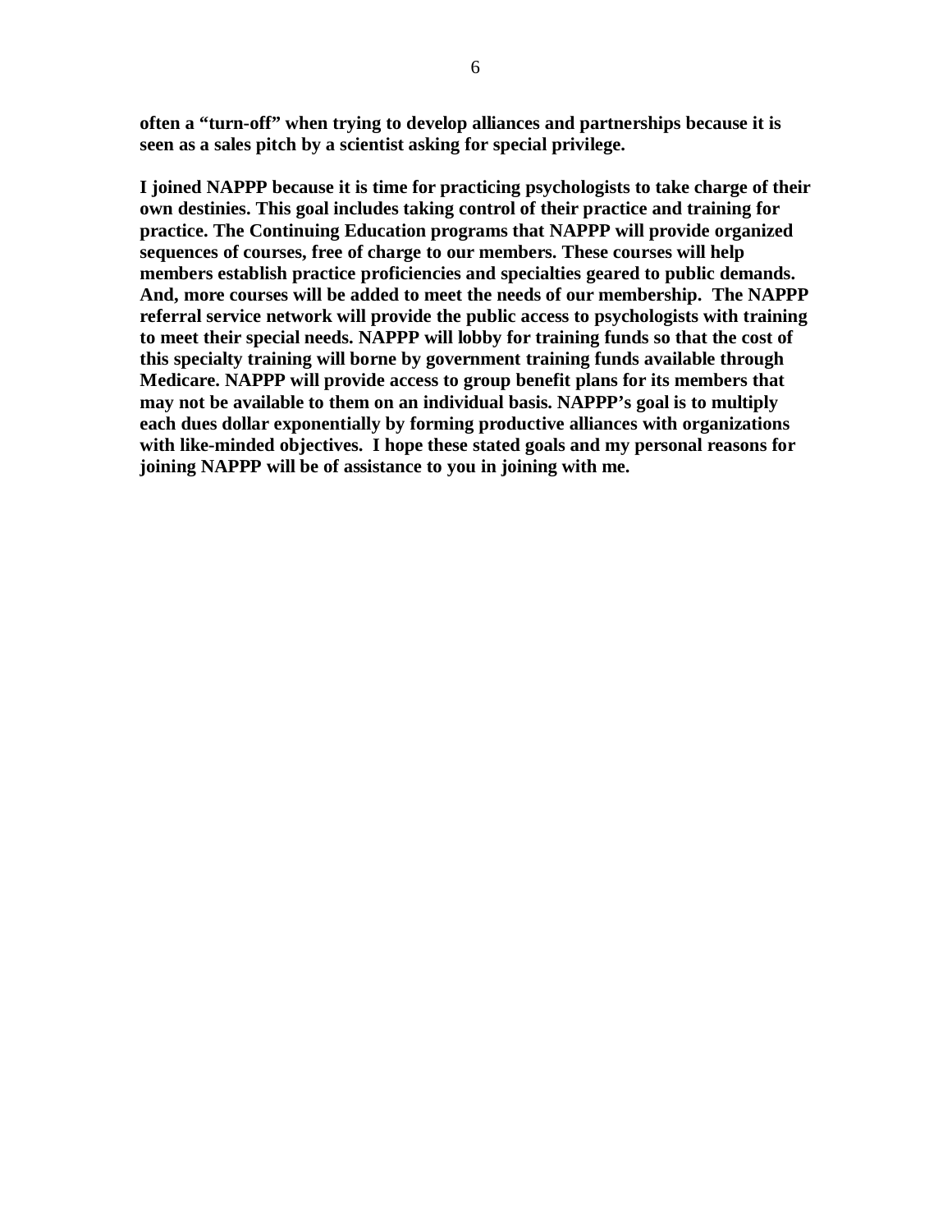**often a "turn-off" when trying to develop alliances and partnerships because it is seen as a sales pitch by a scientist asking for special privilege.**

**I joined NAPPP because it is time for practicing psychologists to take charge of their own destinies. This goal includes taking control of their practice and training for practice. The Continuing Education programs that NAPPP will provide organized sequences of courses, free of charge to our members. These courses will help members establish practice proficiencies and specialties geared to public demands. And, more courses will be added to meet the needs of our membership. The NAPPP referral service network will provide the public access to psychologists with training to meet their special needs. NAPPP will lobby for training funds so that the cost of this specialty training will borne by government training funds available through Medicare. NAPPP will provide access to group benefit plans for its members that may not be available to them on an individual basis. NAPPP's goal is to multiply each dues dollar exponentially by forming productive alliances with organizations with like-minded objectives. I hope these stated goals and my personal reasons for joining NAPPP will be of assistance to you in joining with me.**